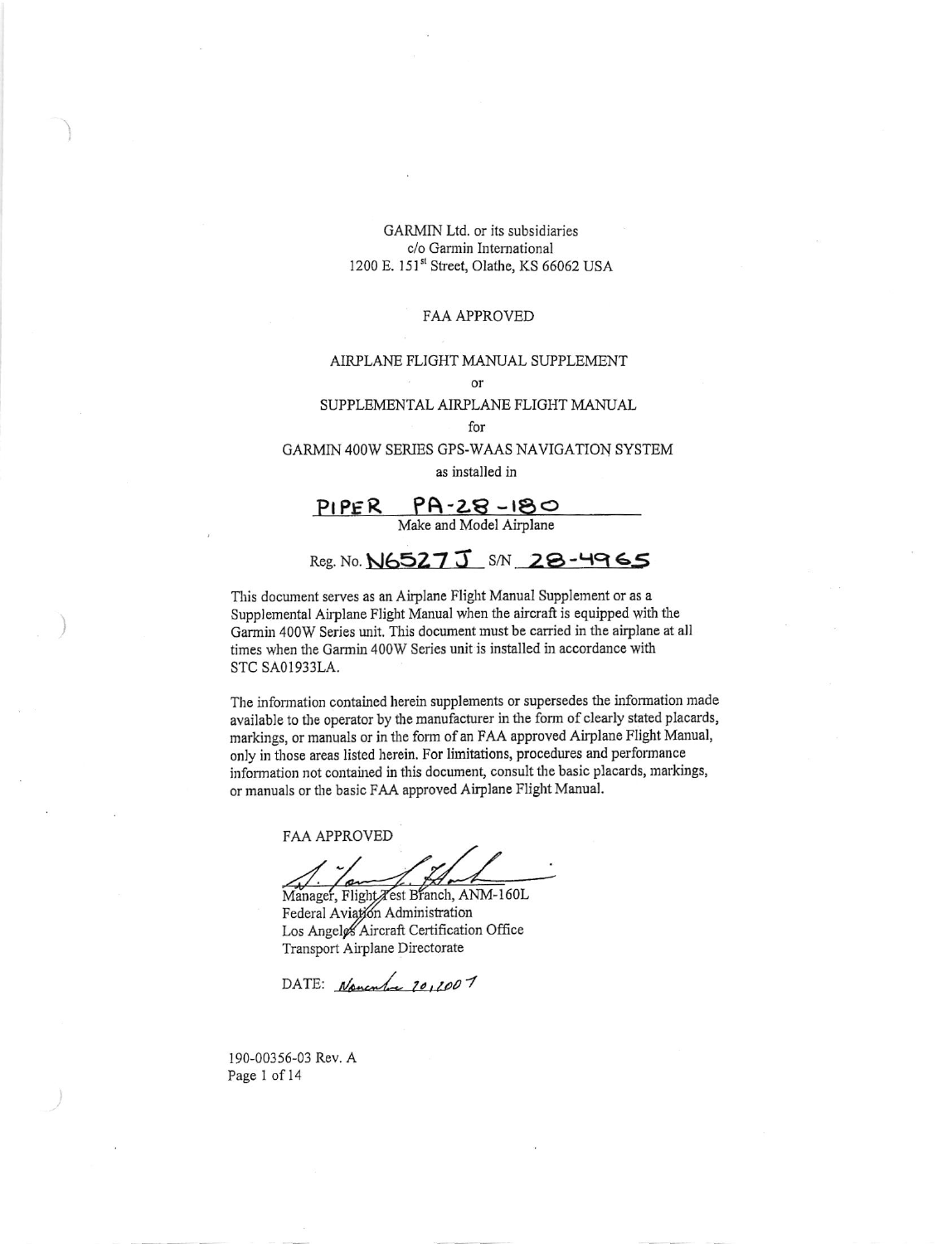GARMIN Ltd. or its subsidiaries
c/o Garmin International
1200 E. 151st Street, Olathe, KS 66062 USA

FAA APPROVED

AIRPLANE FLIGHT MANUAL SUPPLEMENT

or

SUPPLEMENTAL AIRPLANE FLIGHT MANUAL

for

GARMIN 400W SERIES GPS-WAAS NAVIGATION SYSTEM

as installed in

PIPER PA-28-180
Make and Model Airplane

Reg. No. N6527J S/N 28-4965

This document serves as an Airplane Flight Manual Supplement or as a Supplemental Airplane Flight Manual when the aircraft is equipped with the Garmin 400W Series unit. This document must be carried in the airplane at all times when the Garmin 400W Series unit is installed in accordance with STC SA01933LA.

The information contained herein supplements or supersedes the information made available to the operator by the manufacturer in the form of clearly stated placards, markings, or manuals or in the form of an FAA approved Airplane Flight Manual, only in those areas listed herein. For limitations, procedures and performance information not contained in this document, consult the basic placards, markings, or manuals or the basic FAA approved Airplane Flight Manual.

FAA APPROVED

Manager, Flight Test Branch, ANM-160L
Federal Aviation Administration
Los Angeles Aircraft Certification Office
Transport Airplane Directorate

DATE: November 20, 2007

190-00356-03 Rev. A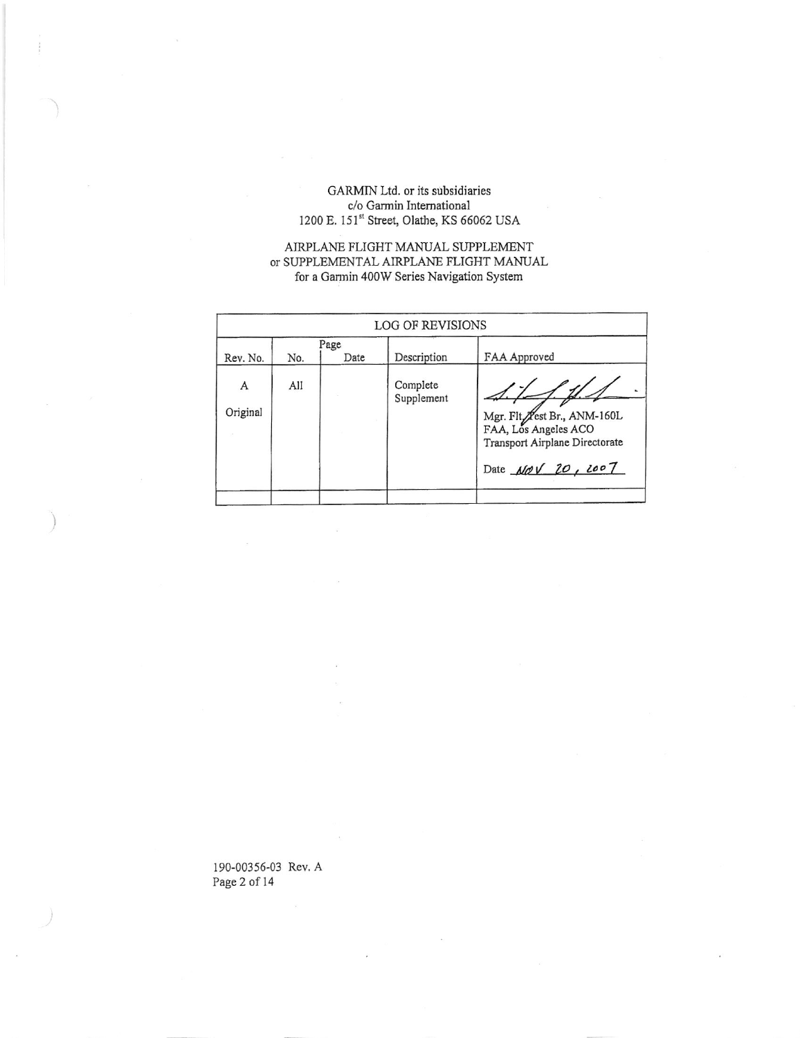GARMIN Ltd. or its subsidiaries
c/o Garmin International
1200 E. 151st Street, Olathe, KS 66062 USA

AIRPLANE FLIGHT MANUAL SUPPLEMENT
or SUPPLEMENTAL AIRPLANE FLIGHT MANUAL
for a Garmin 400W Series Navigation System

| LOG OF REVISIONS | | | | |
|---|---|---|---|---|
| Rev. No. | Page No. | Page Date | Description | FAA Approved |
| A<br><br>Original | All | | Complete Supplement | [signature]<br>Mgr. Flt. Test Br., ANM-160L<br>FAA, Los Angeles ACO<br>Transport Airplane Directorate<br><br>Date NOV 20, 2007 |
| | | | | |

190-00356-03 Rev. A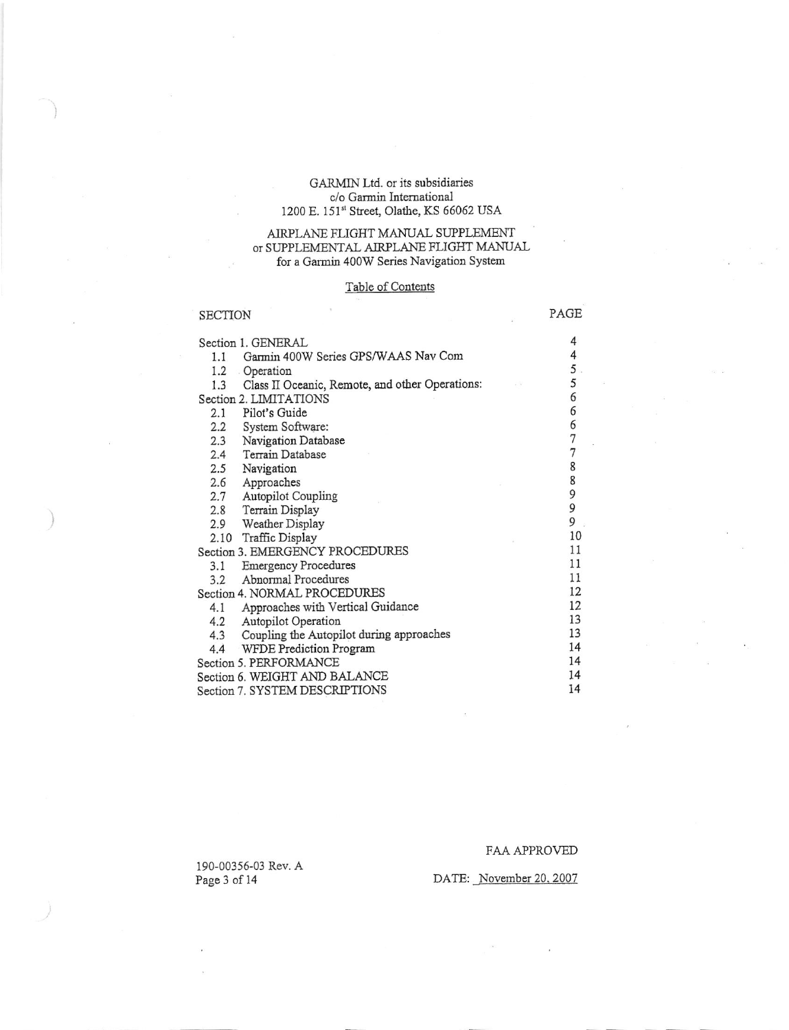GARMIN Ltd. or its subsidiaries
c/o Garmin International
1200 E. 151st Street, Olathe, KS 66062 USA

AIRPLANE FLIGHT MANUAL SUPPLEMENT
or SUPPLEMENTAL AIRPLANE FLIGHT MANUAL
for a Garmin 400W Series Navigation System

## Table of Contents

| SECTION | PAGE |
|---|---|
| Section 1. GENERAL | 4 |
| 1.1 Garmin 400W Series GPS/WAAS Nav Com | 4 |
| 1.2 Operation | 5 |
| 1.3 Class II Oceanic, Remote, and other Operations: | 5 |
| Section 2. LIMITATIONS | 6 |
| 2.1 Pilot's Guide | 6 |
| 2.2 System Software: | 6 |
| 2.3 Navigation Database | 7 |
| 2.4 Terrain Database | 7 |
| 2.5 Navigation | 8 |
| 2.6 Approaches | 8 |
| 2.7 Autopilot Coupling | 9 |
| 2.8 Terrain Display | 9 |
| 2.9 Weather Display | 9 |
| 2.10 Traffic Display | 10 |
| Section 3. EMERGENCY PROCEDURES | 11 |
| 3.1 Emergency Procedures | 11 |
| 3.2 Abnormal Procedures | 11 |
| Section 4. NORMAL PROCEDURES | 12 |
| 4.1 Approaches with Vertical Guidance | 12 |
| 4.2 Autopilot Operation | 13 |
| 4.3 Coupling the Autopilot during approaches | 13 |
| 4.4 WFDE Prediction Program | 14 |
| Section 5. PERFORMANCE | 14 |
| Section 6. WEIGHT AND BALANCE | 14 |
| Section 7. SYSTEM DESCRIPTIONS | 14 |

190-00356-03 Rev. A

FAA APPROVED

DATE: November 20, 2007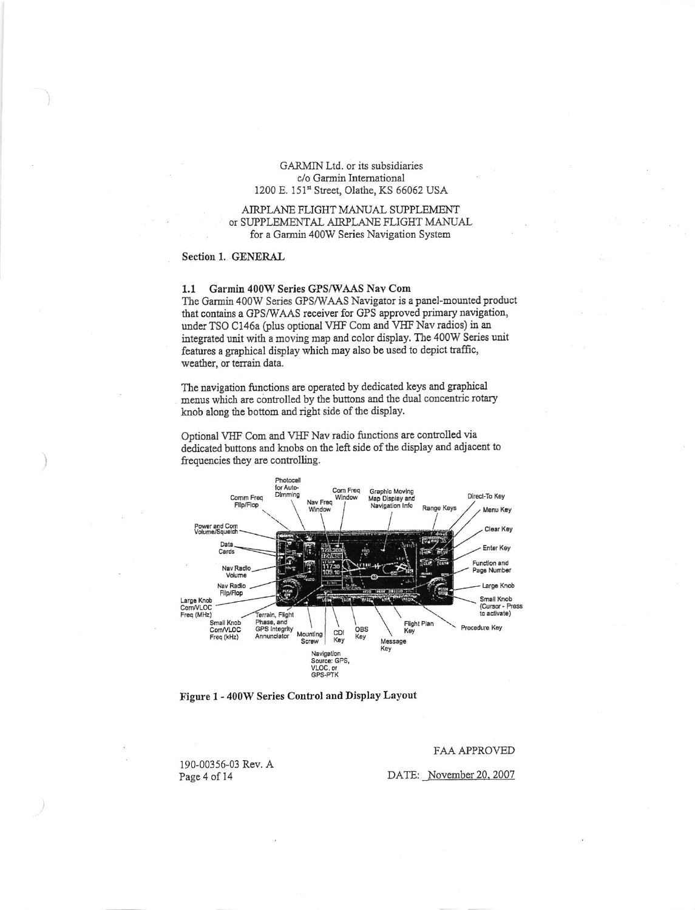GARMIN Ltd. or its subsidiaries
c/o Garmin International
1200 E. 151st Street, Olathe, KS 66062 USA

AIRPLANE FLIGHT MANUAL SUPPLEMENT
or SUPPLEMENTAL AIRPLANE FLIGHT MANUAL
for a Garmin 400W Series Navigation System

## Section 1. GENERAL

### 1.1 Garmin 400W Series GPS/WAAS Nav Com

The Garmin 400W Series GPS/WAAS Navigator is a panel-mounted product that contains a GPS/WAAS receiver for GPS approved primary navigation, under TSO C146a (plus optional VHF Com and VHF Nav radios) in an integrated unit with a moving map and color display. The 400W Series unit features a graphical display which may also be used to depict traffic, weather, or terrain data.

The navigation functions are operated by dedicated keys and graphical menus which are controlled by the buttons and the dual concentric rotary knob along the bottom and right side of the display.

Optional VHF Com and VHF Nav radio functions are controlled via dedicated buttons and knobs on the left side of the display and adjacent to frequencies they are controlling.

Photocell for Auto-Dimming
Comm Freq Flip/Flop
Com Freq Window
Nav Freq Window
Graphic Moving Map Display and Navigation Info
Range Keys
Direct-To Key
Menu Key
Power and Com Volume/Squelch
Clear Key
Data Cards
Enter Key
Nav Radio Volume
Function and Page Number
Nav Radio Flip/Flop
Large Knob
Large Knob Com/VLOC Freq (MHz)
Small Knob (Cursor - Press to activate)
Small Knob Com/VLOC Freq (kHz)
Terrain, Flight Phase, and GPS Integrity Annunciator
Mounting Screw
CDI Key
OBS Key
Flight Plan Key
Procedure Key
Message Key
Navigation Source: GPS, VLOC, or GPS-PTK

**Figure 1 - 400W Series Control and Display Layout**

FAA APPROVED

190-00356-03 Rev. A

DATE: November 20, 2007